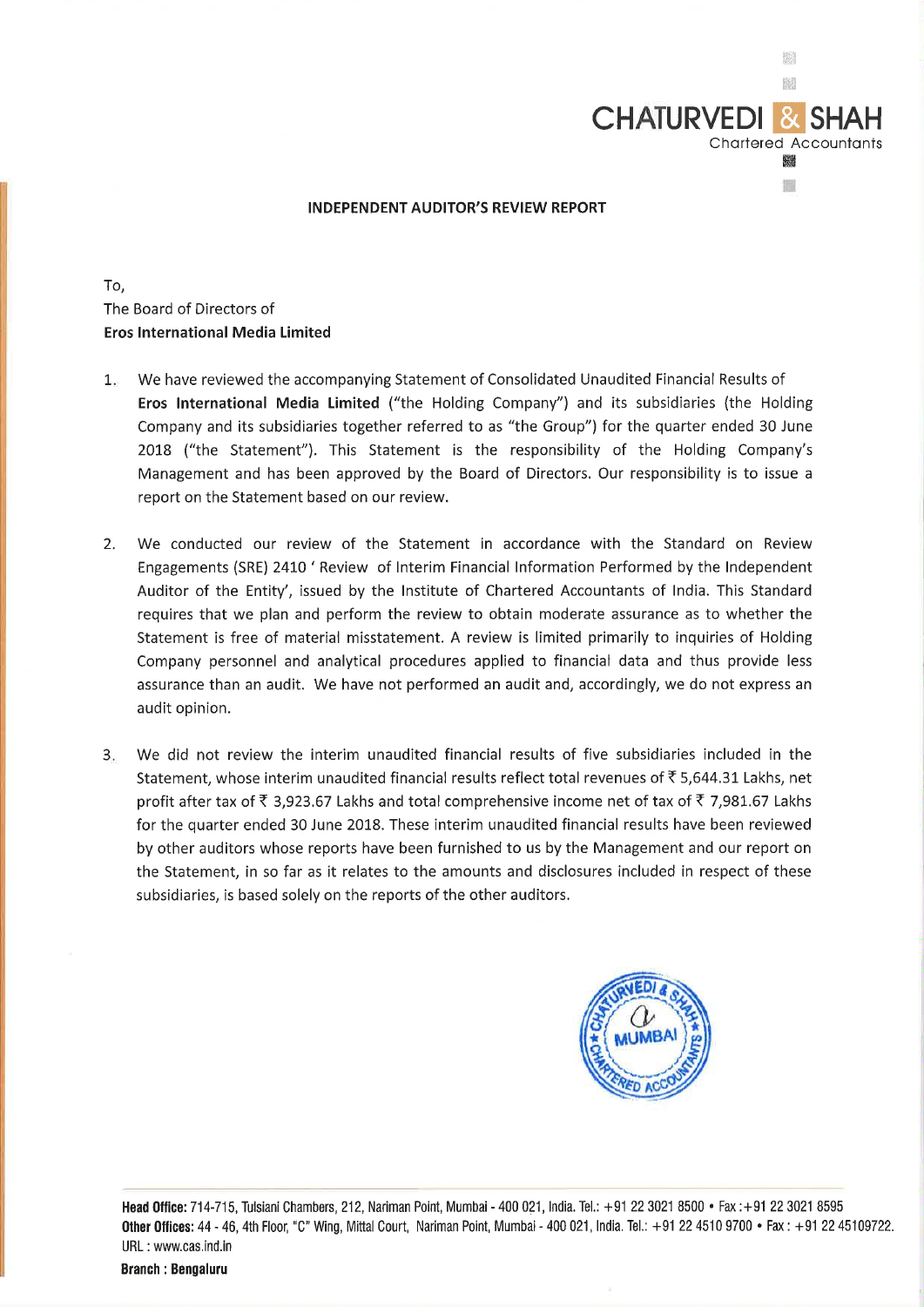**CHATURVEDI & SHAH**
Chartered Accountants

## INDEPENDENT AUDITOR'S REVIEW REPORT

To,
The Board of Directors of
**Eros International Media Limited**

1. We have reviewed the accompanying Statement of Consolidated Unaudited Financial Results of **Eros International Media Limited** ("the Holding Company") and its subsidiaries (the Holding Company and its subsidiaries together referred to as "the Group") for the quarter ended 30 June 2018 ("the Statement"). This Statement is the responsibility of the Holding Company's Management and has been approved by the Board of Directors. Our responsibility is to issue a report on the Statement based on our review.

2. We conducted our review of the Statement in accordance with the Standard on Review Engagements (SRE) 2410 ' Review of Interim Financial Information Performed by the Independent Auditor of the Entity', issued by the Institute of Chartered Accountants of India. This Standard requires that we plan and perform the review to obtain moderate assurance as to whether the Statement is free of material misstatement. A review is limited primarily to inquiries of Holding Company personnel and analytical procedures applied to financial data and thus provide less assurance than an audit. We have not performed an audit and, accordingly, we do not express an audit opinion.

3. We did not review the interim unaudited financial results of five subsidiaries included in the Statement, whose interim unaudited financial results reflect total revenues of ₹ 5,644.31 Lakhs, net profit after tax of ₹ 3,923.67 Lakhs and total comprehensive income net of tax of ₹ 7,981.67 Lakhs for the quarter ended 30 June 2018. These interim unaudited financial results have been reviewed by other auditors whose reports have been furnished to us by the Management and our report on the Statement, in so far as it relates to the amounts and disclosures included in respect of these subsidiaries, is based solely on the reports of the other auditors.

**Head Office:** 714-715, Tulsiani Chambers, 212, Nariman Point, Mumbai - 400 021, India. Tel.: +91 22 3021 8500 • Fax :+91 22 3021 8595
**Other Offices:** 44 - 46, 4th Floor, "C" Wing, Mittal Court, Nariman Point, Mumbai - 400 021, India. Tel.: +91 22 4510 9700 • Fax : +91 22 45109722.
URL : www.cas.ind.in
**Branch : Bengaluru**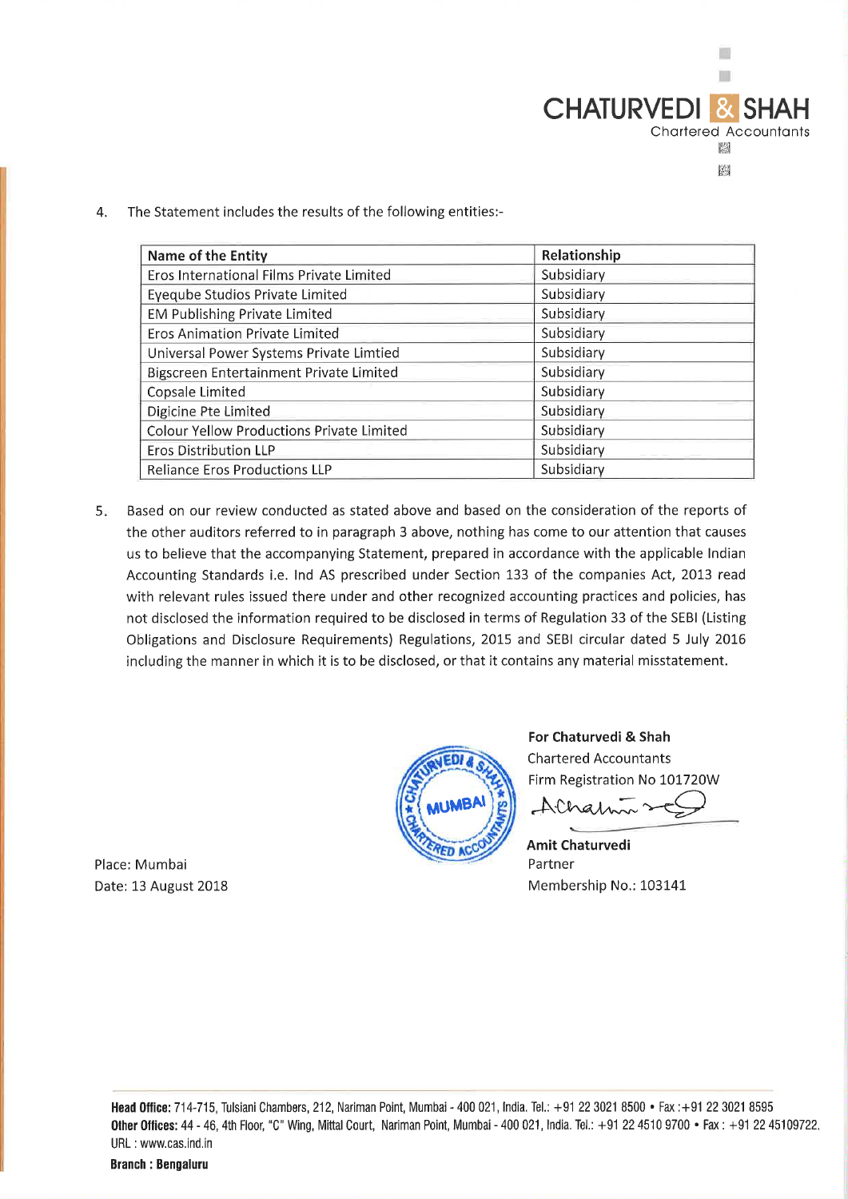4. The Statement includes the results of the following entities:-

| Name of the Entity | Relationship |
| --- | --- |
| Eros International Films Private Limited | Subsidiary |
| Eyeqube Studios Private Limited | Subsidiary |
| EM Publishing Private Limited | Subsidiary |
| Eros Animation Private Limited | Subsidiary |
| Universal Power Systems Private Limtied | Subsidiary |
| Bigscreen Entertainment Private Limited | Subsidiary |
| Copsale Limited | Subsidiary |
| Digicine Pte Limited | Subsidiary |
| Colour Yellow Productions Private Limited | Subsidiary |
| Eros Distribution LLP | Subsidiary |
| Reliance Eros Productions LLP | Subsidiary |

5. Based on our review conducted as stated above and based on the consideration of the reports of the other auditors referred to in paragraph 3 above, nothing has come to our attention that causes us to believe that the accompanying Statement, prepared in accordance with the applicable Indian Accounting Standards i.e. Ind AS prescribed under Section 133 of the companies Act, 2013 read with relevant rules issued there under and other recognized accounting practices and policies, has not disclosed the information required to be disclosed in terms of Regulation 33 of the SEBI (Listing Obligations and Disclosure Requirements) Regulations, 2015 and SEBI circular dated 5 July 2016 including the manner in which it is to be disclosed, or that it contains any material misstatement.

**For Chaturvedi & Shah**
Chartered Accountants
Firm Registration No 101720W

**Amit Chaturvedi**
Partner
Membership No.: 103141

Place: Mumbai
Date: 13 August 2018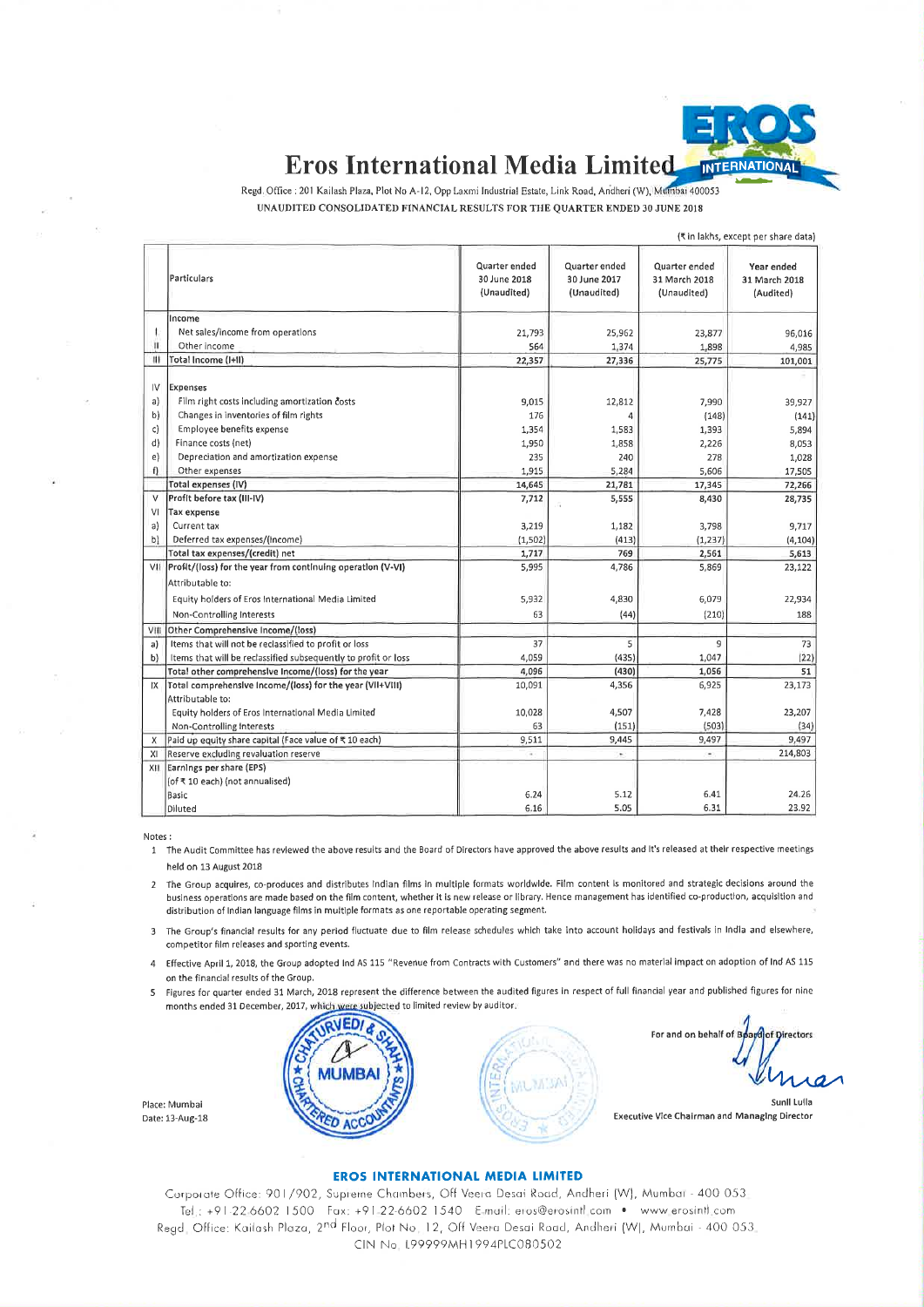# Eros International Media Limited

Regd. Office : 201 Kailash Plaza, Plot No A-12, Opp Laxmi Industrial Estate, Link Road, Andheri (W), Mumbai 400053

UNAUDITED CONSOLIDATED FINANCIAL RESULTS FOR THE QUARTER ENDED 30 JUNE 2018

(₹ in lakhs, except per share data)

| | Particulars | Quarter ended 30 June 2018 (Unaudited) | Quarter ended 30 June 2017 (Unaudited) | Quarter ended 31 March 2018 (Unaudited) | Year ended 31 March 2018 (Audited) |
|---|---|---|---|---|---|
| | Income | | | | |
| I | Net sales/income from operations | 21,793 | 25,962 | 23,877 | 96,016 |
| II | Other income | 564 | 1,374 | 1,898 | 4,985 |
| III | Total Income (I+II) | 22,357 | 27,336 | 25,775 | 101,001 |
| IV | Expenses | | | | |
| a) | Film right costs including amortization costs | 9,015 | 12,812 | 7,990 | 39,927 |
| b) | Changes in inventories of film rights | 176 | 4 | (148) | (141) |
| c) | Employee benefits expense | 1,354 | 1,583 | 1,393 | 5,894 |
| d) | Finance costs (net) | 1,950 | 1,858 | 2,226 | 8,053 |
| e) | Depreciation and amortization expense | 235 | 240 | 278 | 1,028 |
| f) | Other expenses | 1,915 | 5,284 | 5,606 | 17,505 |
| | Total expenses (IV) | 14,645 | 21,781 | 17,345 | 72,266 |
| V | Profit before tax (III-IV) | 7,712 | 5,555 | 8,430 | 28,735 |
| VI | Tax expense | | | | |
| a) | Current tax | 3,219 | 1,182 | 3,798 | 9,717 |
| b) | Deferred tax expenses/(income) | (1,502) | (413) | (1,237) | (4,104) |
| | Total tax expenses/(credit) net | 1,717 | 769 | 2,561 | 5,613 |
| VII | Profit/(loss) for the year from continuing operation (V-VI) | 5,995 | 4,786 | 5,869 | 23,122 |
| | Attributable to: | | | | |
| | Equity holders of Eros International Media Limited | 5,932 | 4,830 | 6,079 | 22,934 |
| | Non-Controlling Interests | 63 | (44) | (210) | 188 |
| VIII | Other Comprehensive Income/(loss) | | | | |
| a) | Items that will not be reclassified to profit or loss | 37 | 5 | 9 | 73 |
| b) | Items that will be reclassified subsequently to profit or loss | 4,059 | (435) | 1,047 | (22) |
| | Total other comprehensive Income/(loss) for the year | 4,096 | (430) | 1,056 | 51 |
| IX | Total comprehensive Income/(loss) for the year (VII+VIII) | 10,091 | 4,356 | 6,925 | 23,173 |
| | Attributable to: | | | | |
| | Equity holders of Eros International Media Limited | 10,028 | 4,507 | 7,428 | 23,207 |
| | Non-Controlling Interests | 63 | (151) | (503) | (34) |
| X | Paid up equity share capital (Face value of ₹ 10 each) | 9,511 | 9,445 | 9,497 | 9,497 |
| XI | Reserve excluding revaluation reserve | - | - | - | 214,803 |
| XII | Earnings per share (EPS) | | | | |
| | (of ₹ 10 each) (not annualised) | | | | |
| | Basic | 6.24 | 5.12 | 6.41 | 24.26 |
| | Diluted | 6.16 | 5.05 | 6.31 | 23.92 |

Notes :

1. The Audit Committee has reviewed the above results and the Board of Directors have approved the above results and it's released at their respective meetings held on 13 August 2018
2. The Group acquires, co-produces and distributes Indian films in multiple formats worldwide. Film content is monitored and strategic decisions around the business operations are made based on the film content, whether it is new release or library. Hence management has identified co-production, acquisition and distribution of Indian language films in multiple formats as one reportable operating segment.
3. The Group's financial results for any period fluctuate due to film release schedules which take into account holidays and festivals in India and elsewhere, competitor film releases and sporting events.
4. Effective April 1, 2018, the Group adopted Ind AS 115 "Revenue from Contracts with Customers" and there was no material impact on adoption of Ind AS 115 on the financial results of the Group.
5. Figures for quarter ended 31 March, 2018 represent the difference between the audited figures in respect of full financial year and published figures for nine months ended 31 December, 2017, which were subjected to limited review by auditor.

Place: Mumbai
Date: 13-Aug-18

For and on behalf of Board of Directors

Sunil Lulla
Executive Vice Chairman and Managing Director

**EROS INTERNATIONAL MEDIA LIMITED**

Corporate Office: 901/902, Supreme Chambers, Off Veera Desai Road, Andheri (W), Mumbai - 400 053.
Tel.: +91-22-6602 1500 Fax: +91-22-6602 1540 E-mail: eros@erosintl.com • www.erosintl.com
Regd. Office: Kailash Plaza, 2nd Floor, Plot No. 12, Off Veera Desai Road, Andheri (W), Mumbai - 400 053.
CIN No. L99999MH1994PLC080502